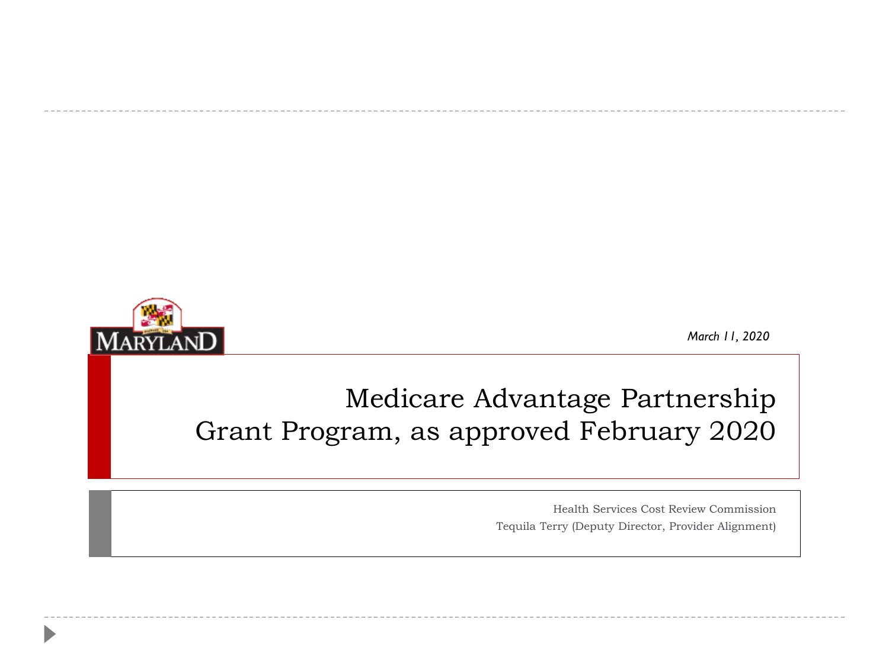March 11, 2020

# Medicare Advantage Partnership Grant Program, as approved February 2020

Health Services Cost Review Commission

Tequila Terry (Deputy Director, Provider Alignment)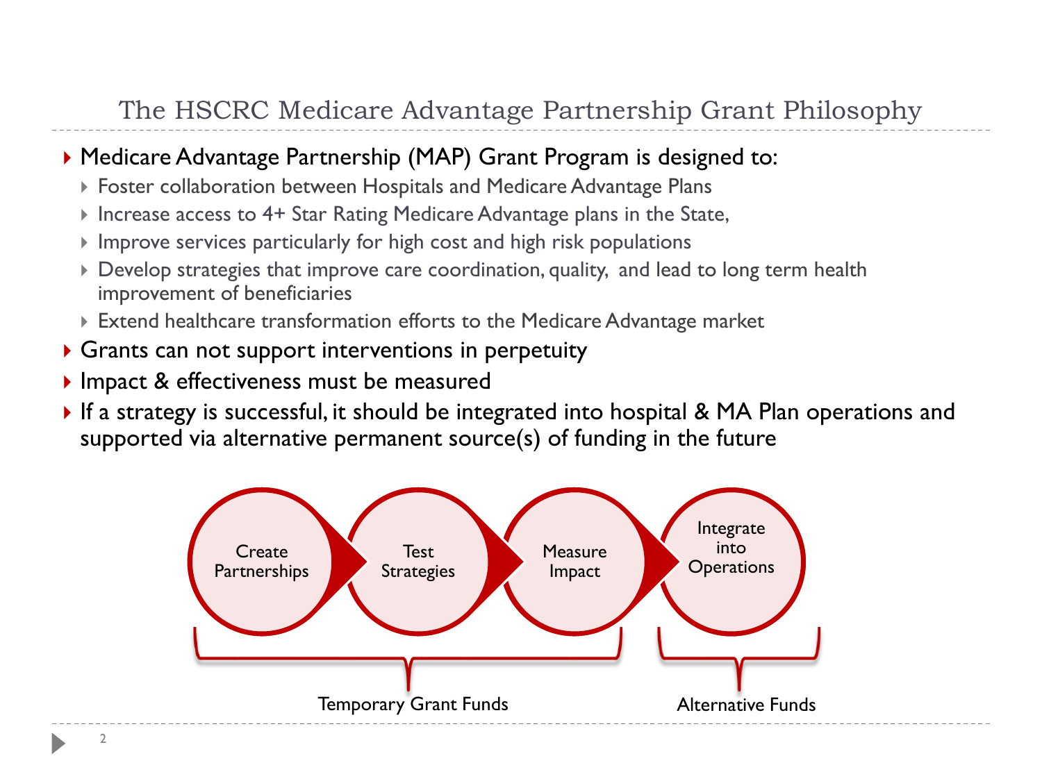# The HSCRC Medicare Advantage Partnership Grant Philosophy

- Medicare Advantage Partnership (MAP) Grant Program is designed to:
  - Foster collaboration between Hospitals and Medicare Advantage Plans
  - Increase access to 4+ Star Rating Medicare Advantage plans in the State,
  - Improve services particularly for high cost and high risk populations
  - Develop strategies that improve care coordination, quality, and lead to long term health improvement of beneficiaries
  - Extend healthcare transformation efforts to the Medicare Advantage market
- Grants can not support interventions in perpetuity
- Impact & effectiveness must be measured
- If a strategy is successful, it should be integrated into hospital & MA Plan operations and supported via alternative permanent source(s) of funding in the future

Create Partnerships → Test Strategies → Measure Impact → Integrate into Operations

Temporary Grant Funds (Create Partnerships, Test Strategies, Measure Impact)

Alternative Funds (Integrate into Operations)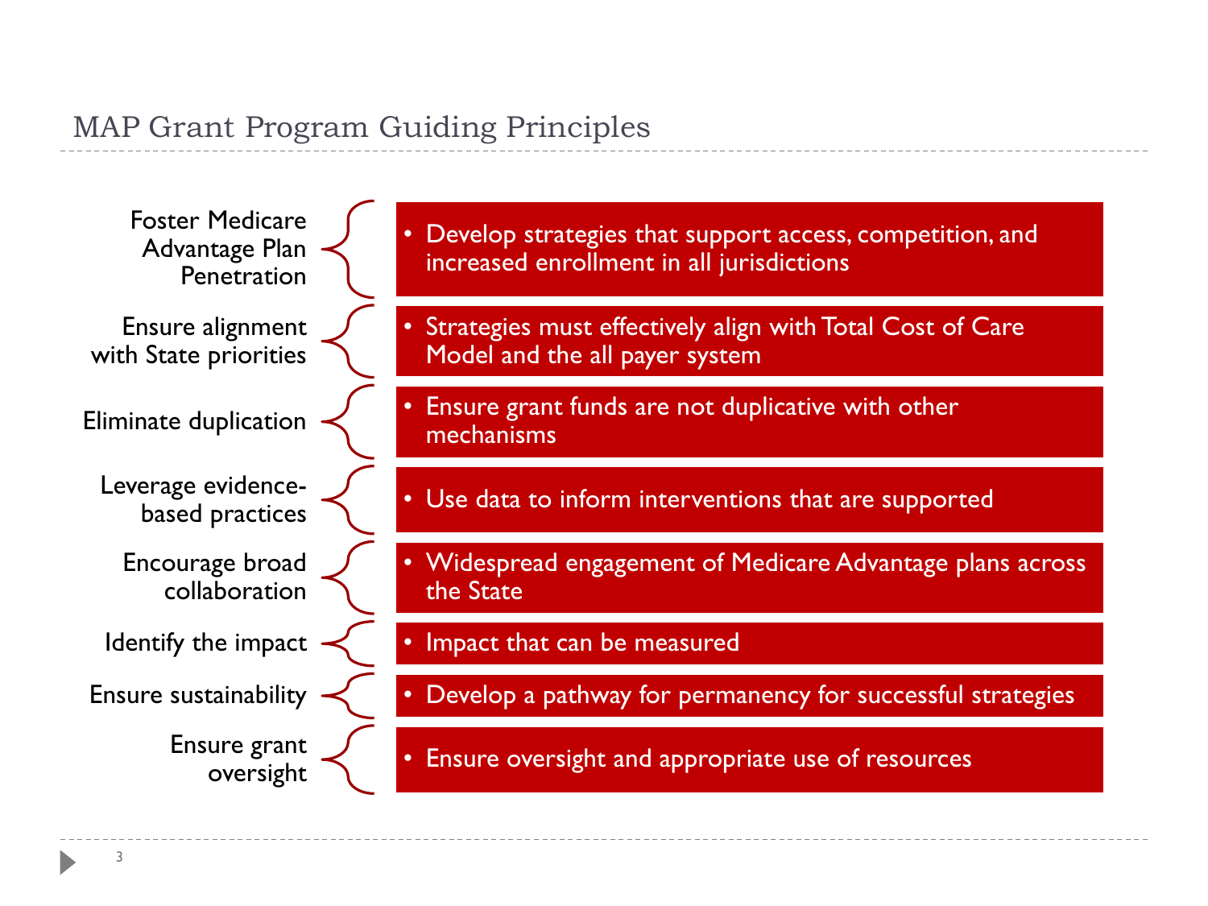## MAP Grant Program Guiding Principles

| Principle | Description |
| --- | --- |
| Foster Medicare Advantage Plan Penetration | • Develop strategies that support access, competition, and increased enrollment in all jurisdictions |
| Ensure alignment with State priorities | • Strategies must effectively align with Total Cost of Care Model and the all payer system |
| Eliminate duplication | • Ensure grant funds are not duplicative with other mechanisms |
| Leverage evidence-based practices | • Use data to inform interventions that are supported |
| Encourage broad collaboration | • Widespread engagement of Medicare Advantage plans across the State |
| Identify the impact | • Impact that can be measured |
| Ensure sustainability | • Develop a pathway for permanency for successful strategies |
| Ensure grant oversight | • Ensure oversight and appropriate use of resources |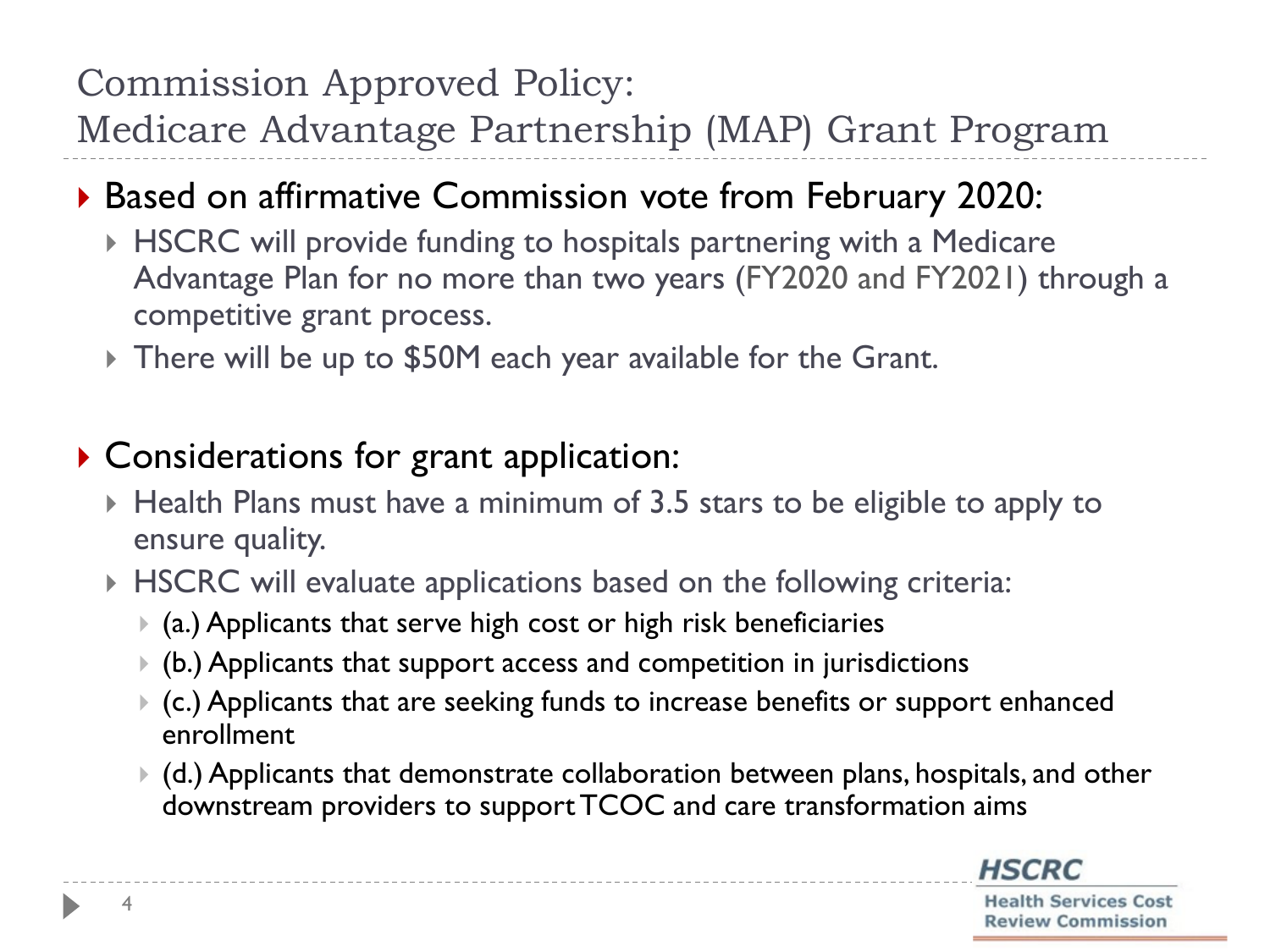# Commission Approved Policy: Medicare Advantage Partnership (MAP) Grant Program

- Based on affirmative Commission vote from February 2020:
  - HSCRC will provide funding to hospitals partnering with a Medicare Advantage Plan for no more than two years (FY2020 and FY2021) through a competitive grant process.
  - There will be up to $50M each year available for the Grant.

- Considerations for grant application:
  - Health Plans must have a minimum of 3.5 stars to be eligible to apply to ensure quality.
  - HSCRC will evaluate applications based on the following criteria:
    - (a.) Applicants that serve high cost or high risk beneficiaries
    - (b.) Applicants that support access and competition in jurisdictions
    - (c.) Applicants that are seeking funds to increase benefits or support enhanced enrollment
    - (d.) Applicants that demonstrate collaboration between plans, hospitals, and other downstream providers to support TCOC and care transformation aims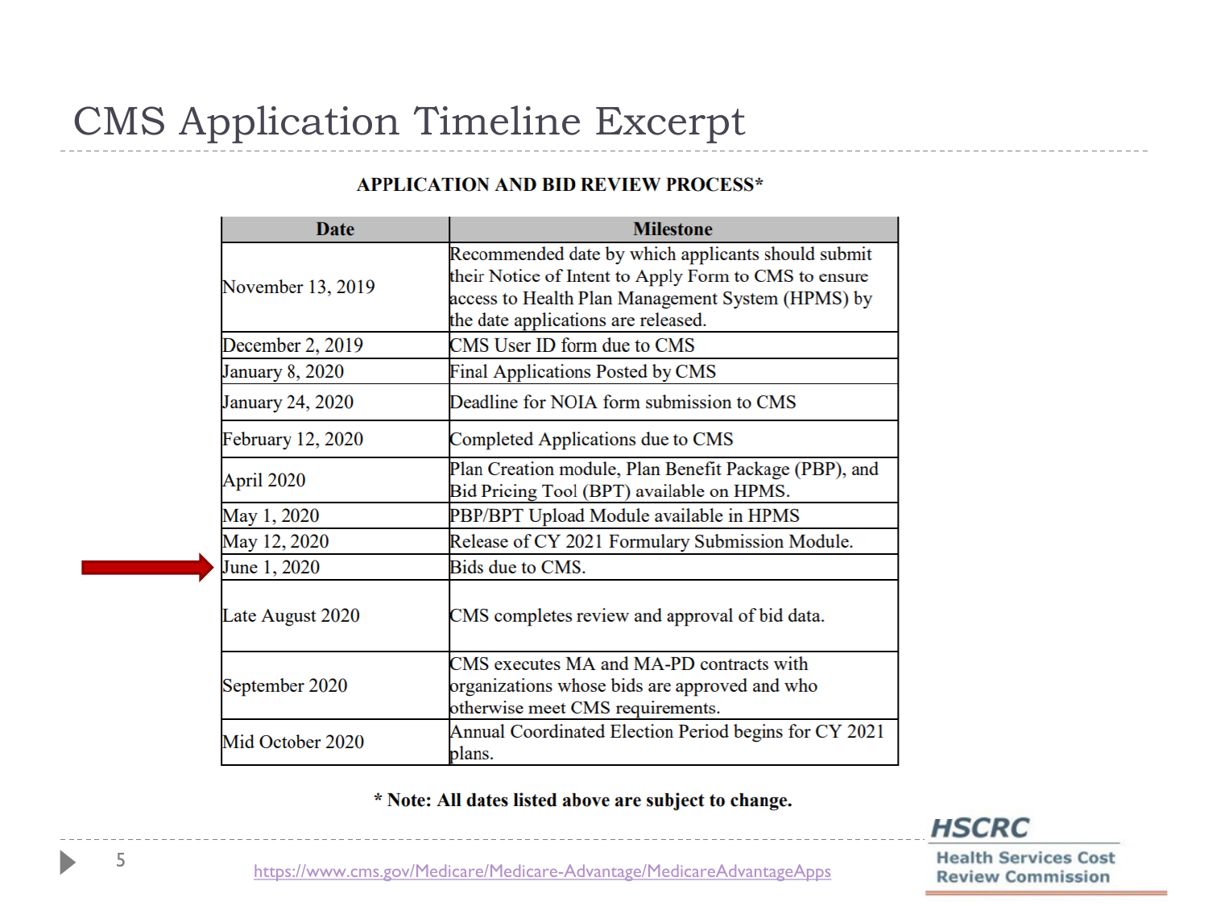# CMS Application Timeline Excerpt

**APPLICATION AND BID REVIEW PROCESS***

| Date | Milestone |
|---|---|
| November 13, 2019 | Recommended date by which applicants should submit their Notice of Intent to Apply Form to CMS to ensure access to Health Plan Management System (HPMS) by the date applications are released. |
| December 2, 2019 | CMS User ID form due to CMS |
| January 8, 2020 | Final Applications Posted by CMS |
| January 24, 2020 | Deadline for NOIA form submission to CMS |
| February 12, 2020 | Completed Applications due to CMS |
| April 2020 | Plan Creation module, Plan Benefit Package (PBP), and Bid Pricing Tool (BPT) available on HPMS. |
| May 1, 2020 | PBP/BPT Upload Module available in HPMS |
| May 12, 2020 | Release of CY 2021 Formulary Submission Module. |
| June 1, 2020 | Bids due to CMS. |
| Late August 2020 | CMS completes review and approval of bid data. |
| September 2020 | CMS executes MA and MA-PD contracts with organizations whose bids are approved and who otherwise meet CMS requirements. |
| Mid October 2020 | Annual Coordinated Election Period begins for CY 2021 plans. |

**\* Note: All dates listed above are subject to change.**

https://www.cms.gov/Medicare/Medicare-Advantage/MedicareAdvantageApps

HSCRC Health Services Cost Review Commission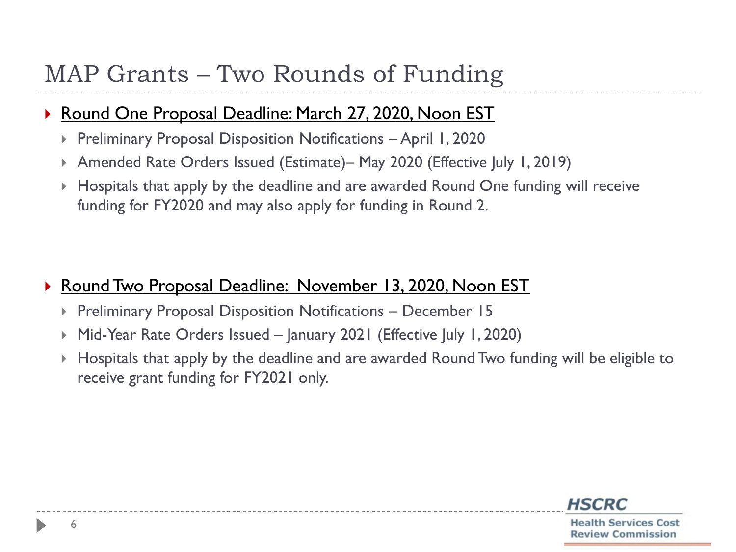# MAP Grants – Two Rounds of Funding

- Round One Proposal Deadline: March 27, 2020, Noon EST
  - Preliminary Proposal Disposition Notifications – April 1, 2020
  - Amended Rate Orders Issued (Estimate)– May 2020 (Effective July 1, 2019)
  - Hospitals that apply by the deadline and are awarded Round One funding will receive funding for FY2020 and may also apply for funding in Round 2.

- Round Two Proposal Deadline: November 13, 2020, Noon EST
  - Preliminary Proposal Disposition Notifications – December 15
  - Mid-Year Rate Orders Issued – January 2021 (Effective July 1, 2020)
  - Hospitals that apply by the deadline and are awarded Round Two funding will be eligible to receive grant funding for FY2021 only.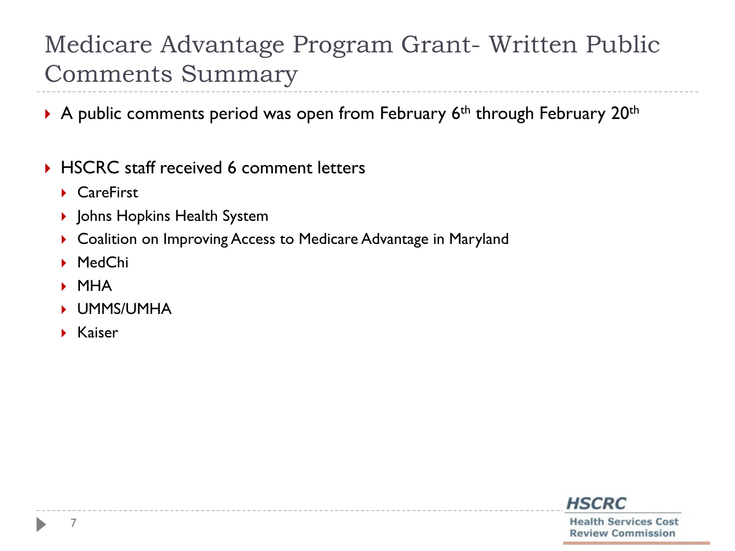# Medicare Advantage Program Grant- Written Public Comments Summary

- A public comments period was open from February 6th through February 20th
- HSCRC staff received 6 comment letters
  - CareFirst
  - Johns Hopkins Health System
  - Coalition on Improving Access to Medicare Advantage in Maryland
  - MedChi
  - MHA
  - UMMS/UMHA
  - Kaiser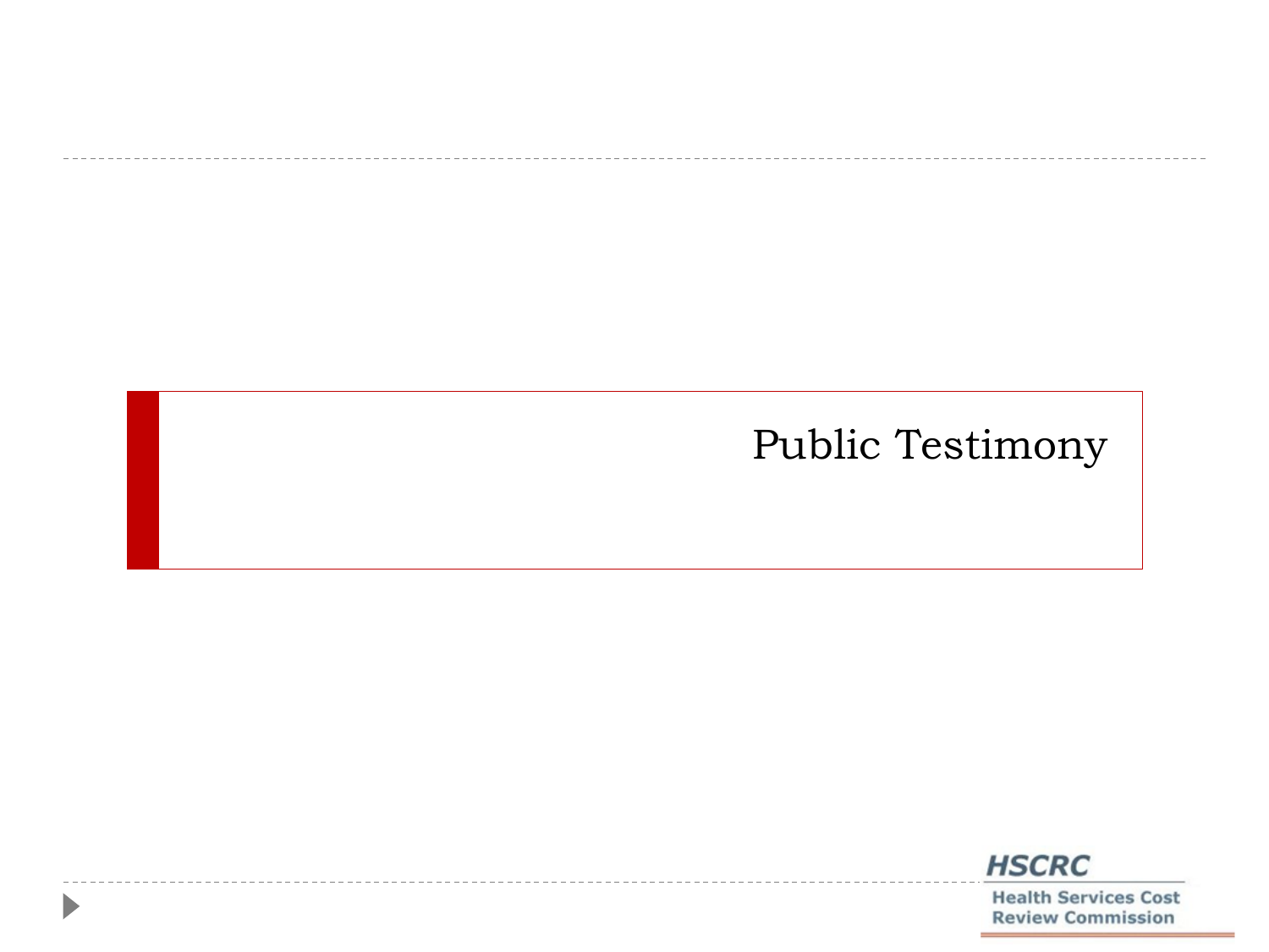# Public Testimony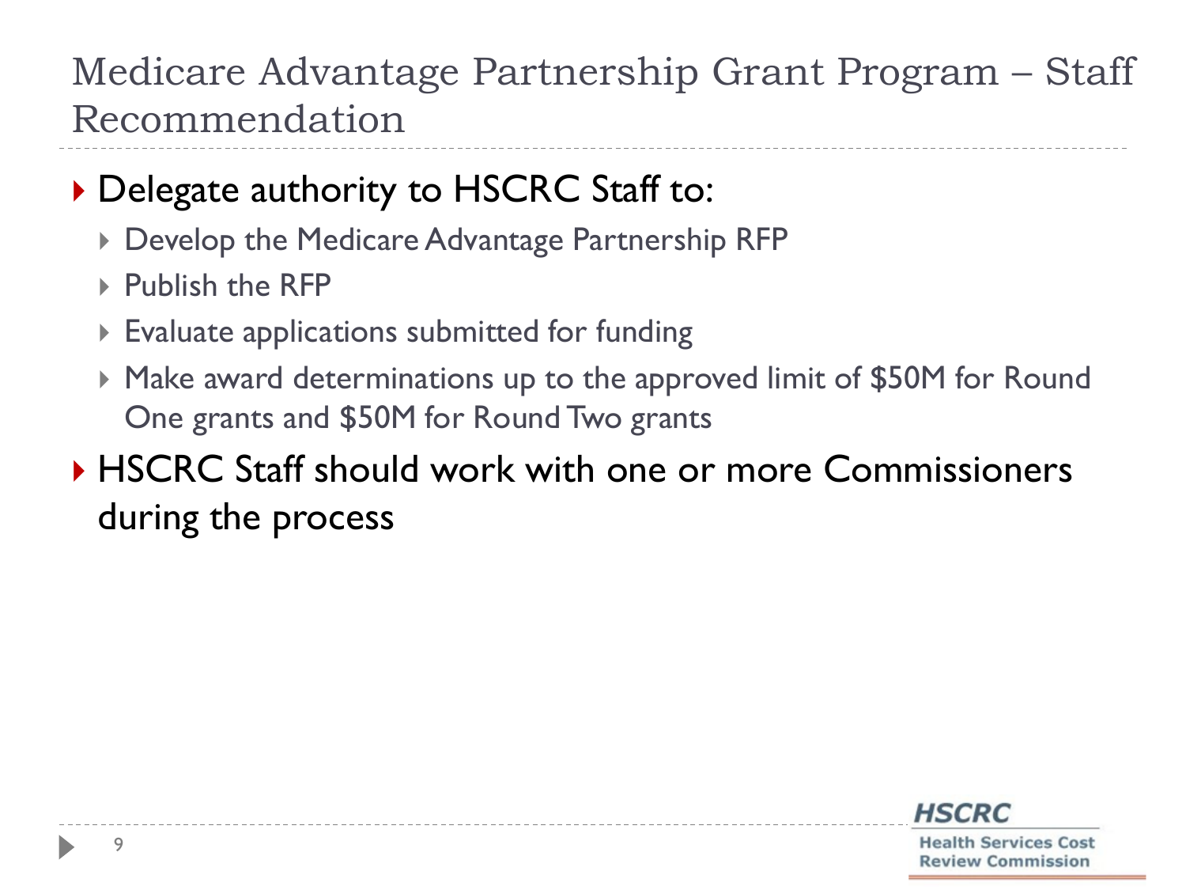# Medicare Advantage Partnership Grant Program – Staff Recommendation

- Delegate authority to HSCRC Staff to:
  - Develop the Medicare Advantage Partnership RFP
  - Publish the RFP
  - Evaluate applications submitted for funding
  - Make award determinations up to the approved limit of $50M for Round One grants and $50M for Round Two grants
- HSCRC Staff should work with one or more Commissioners during the process